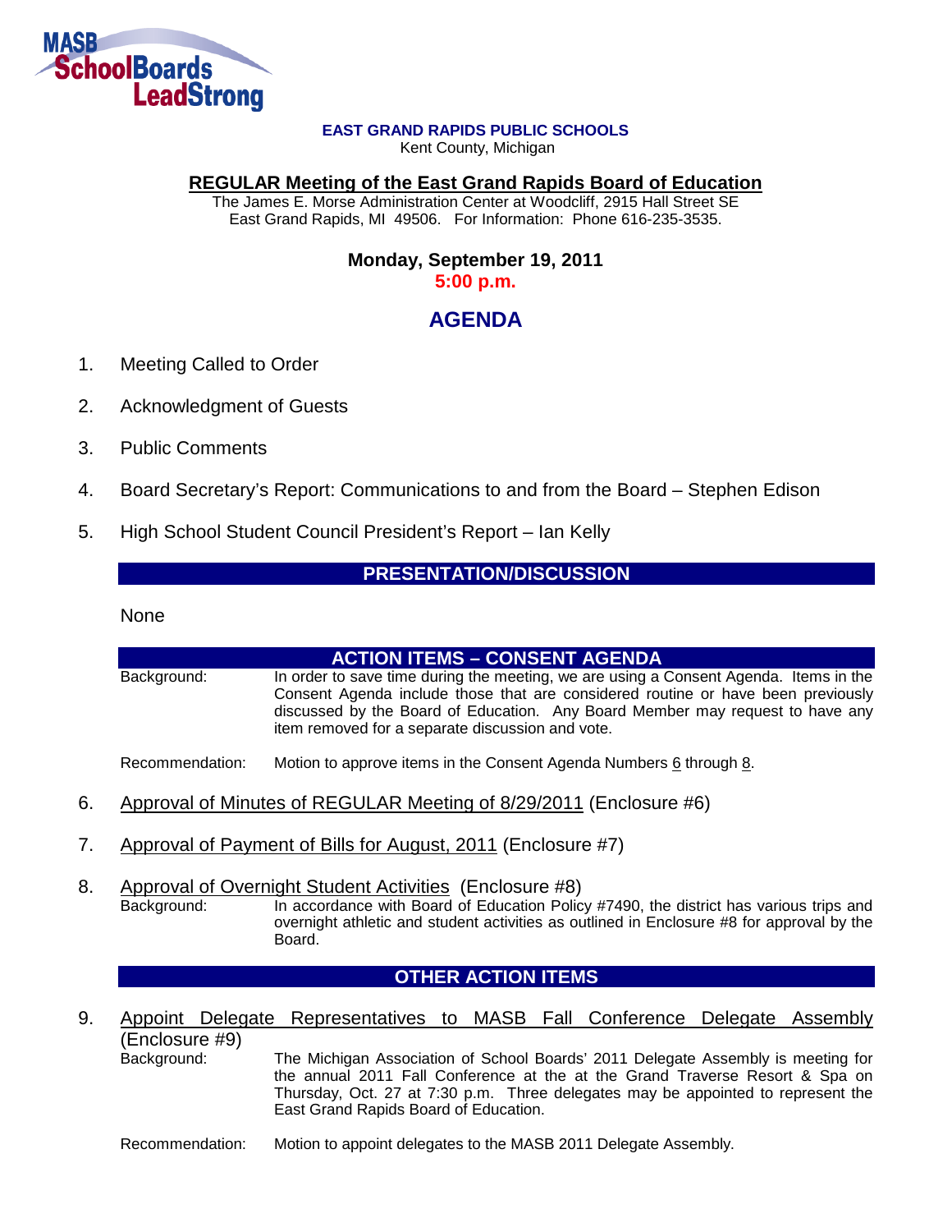MASB SchoolBoards LeadStrong

**EAST GRAND RAPIDS PUBLIC SCHOOLS**
Kent County, Michigan

## REGULAR Meeting of the East Grand Rapids Board of Education

The James E. Morse Administration Center at Woodcliff, 2915 Hall Street SE
East Grand Rapids, MI 49506. For Information: Phone 616-235-3535.

**Monday, September 19, 2011**
**5:00 p.m.**

# AGENDA

1. Meeting Called to Order
2. Acknowledgment of Guests
3. Public Comments
4. Board Secretary's Report: Communications to and from the Board – Stephen Edison
5. High School Student Council President's Report – Ian Kelly

## PRESENTATION/DISCUSSION

None

## ACTION ITEMS – CONSENT AGENDA

Background: In order to save time during the meeting, we are using a Consent Agenda. Items in the Consent Agenda include those that are considered routine or have been previously discussed by the Board of Education. Any Board Member may request to have any item removed for a separate discussion and vote.

Recommendation: Motion to approve items in the Consent Agenda Numbers 6 through 8.

6. Approval of Minutes of REGULAR Meeting of 8/29/2011 (Enclosure #6)

7. Approval of Payment of Bills for August, 2011 (Enclosure #7)

8. Approval of Overnight Student Activities (Enclosure #8)

   Background: In accordance with Board of Education Policy #7490, the district has various trips and overnight athletic and student activities as outlined in Enclosure #8 for approval by the Board.

## OTHER ACTION ITEMS

9. Appoint Delegate Representatives to MASB Fall Conference Delegate Assembly (Enclosure #9)

   Background: The Michigan Association of School Boards' 2011 Delegate Assembly is meeting for the annual 2011 Fall Conference at the at the Grand Traverse Resort & Spa on Thursday, Oct. 27 at 7:30 p.m. Three delegates may be appointed to represent the East Grand Rapids Board of Education.

   Recommendation: Motion to appoint delegates to the MASB 2011 Delegate Assembly.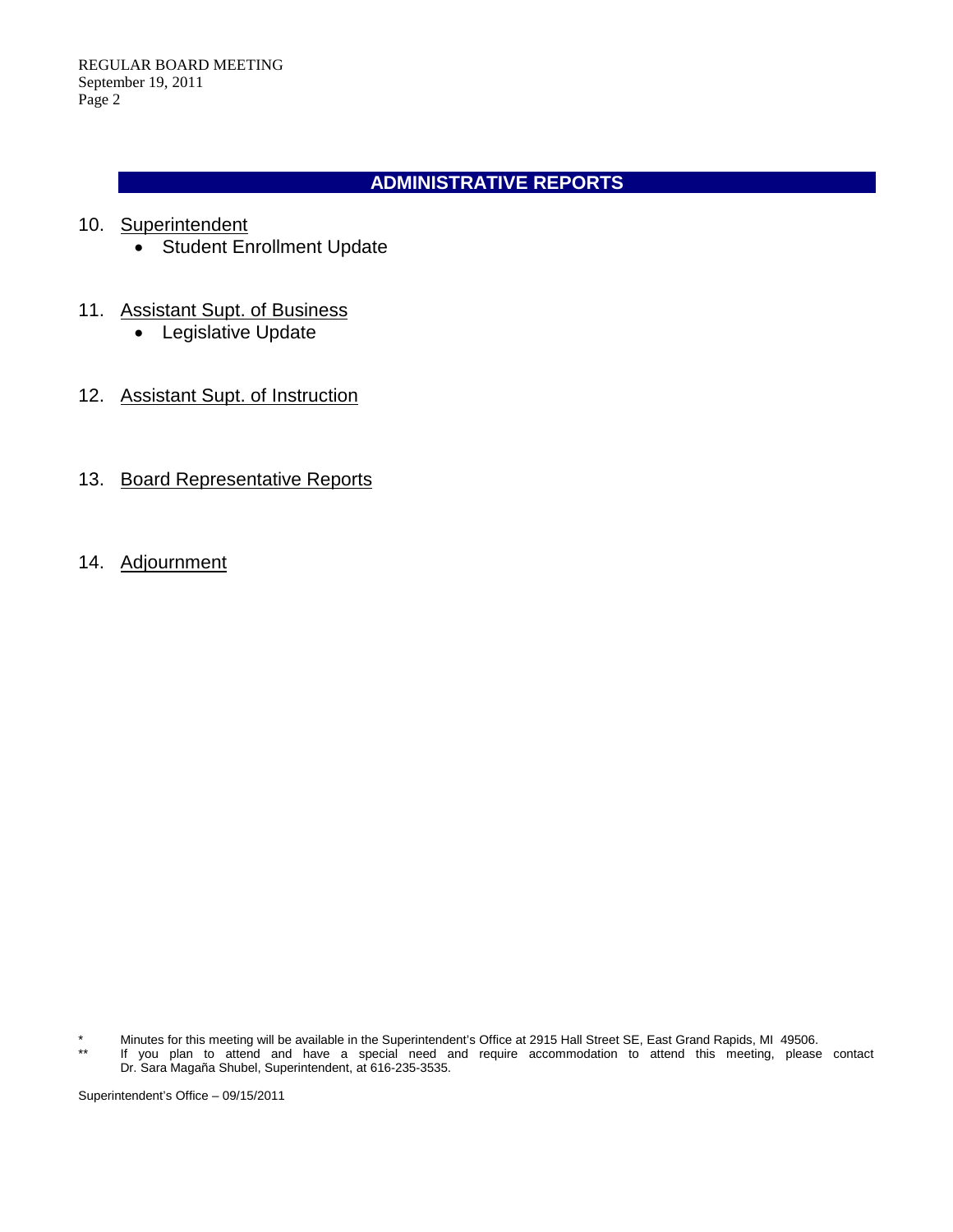## ADMINISTRATIVE REPORTS

10. Superintendent
    - Student Enrollment Update

11. Assistant Supt. of Business
    - Legislative Update

12. Assistant Supt. of Instruction

13. Board Representative Reports

14. Adjournment

\* Minutes for this meeting will be available in the Superintendent's Office at 2915 Hall Street SE, East Grand Rapids, MI 49506.

\*\* If you plan to attend and have a special need and require accommodation to attend this meeting, please contact Dr. Sara Magaña Shubel, Superintendent, at 616-235-3535.

Superintendent's Office – 09/15/2011